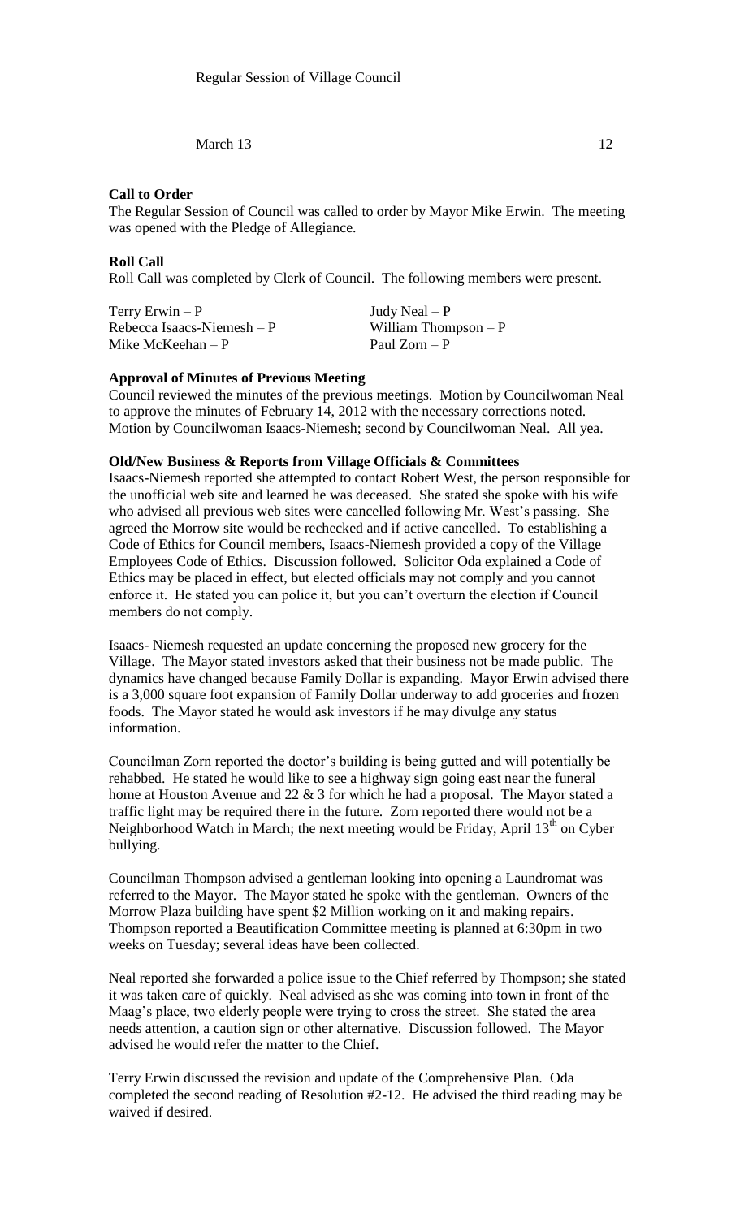Regular Session of Village Council

March 13 12

**Call to Order**

The Regular Session of Council was called to order by Mayor Mike Erwin. The meeting was opened with the Pledge of Allegiance.

**Roll Call**

Roll Call was completed by Clerk of Council. The following members were present.

| | |
|---|---|
| Terry Erwin – P | Judy Neal – P |
| Rebecca Isaacs-Niemesh – P | William Thompson – P |
| Mike McKeehan – P | Paul Zorn – P |

**Approval of Minutes of Previous Meeting**

Council reviewed the minutes of the previous meetings. Motion by Councilwoman Neal to approve the minutes of February 14, 2012 with the necessary corrections noted. Motion by Councilwoman Isaacs-Niemesh; second by Councilwoman Neal. All yea.

**Old/New Business & Reports from Village Officials & Committees**

Isaacs-Niemesh reported she attempted to contact Robert West, the person responsible for the unofficial web site and learned he was deceased. She stated she spoke with his wife who advised all previous web sites were cancelled following Mr. West's passing. She agreed the Morrow site would be rechecked and if active cancelled. To establishing a Code of Ethics for Council members, Isaacs-Niemesh provided a copy of the Village Employees Code of Ethics. Discussion followed. Solicitor Oda explained a Code of Ethics may be placed in effect, but elected officials may not comply and you cannot enforce it. He stated you can police it, but you can't overturn the election if Council members do not comply.

Isaacs- Niemesh requested an update concerning the proposed new grocery for the Village. The Mayor stated investors asked that their business not be made public. The dynamics have changed because Family Dollar is expanding. Mayor Erwin advised there is a 3,000 square foot expansion of Family Dollar underway to add groceries and frozen foods. The Mayor stated he would ask investors if he may divulge any status information.

Councilman Zorn reported the doctor's building is being gutted and will potentially be rehabbed. He stated he would like to see a highway sign going east near the funeral home at Houston Avenue and 22 & 3 for which he had a proposal. The Mayor stated a traffic light may be required there in the future. Zorn reported there would not be a Neighborhood Watch in March; the next meeting would be Friday, April 13th on Cyber bullying.

Councilman Thompson advised a gentleman looking into opening a Laundromat was referred to the Mayor. The Mayor stated he spoke with the gentleman. Owners of the Morrow Plaza building have spent $2 Million working on it and making repairs. Thompson reported a Beautification Committee meeting is planned at 6:30pm in two weeks on Tuesday; several ideas have been collected.

Neal reported she forwarded a police issue to the Chief referred by Thompson; she stated it was taken care of quickly. Neal advised as she was coming into town in front of the Maag's place, two elderly people were trying to cross the street. She stated the area needs attention, a caution sign or other alternative. Discussion followed. The Mayor advised he would refer the matter to the Chief.

Terry Erwin discussed the revision and update of the Comprehensive Plan. Oda completed the second reading of Resolution #2-12. He advised the third reading may be waived if desired.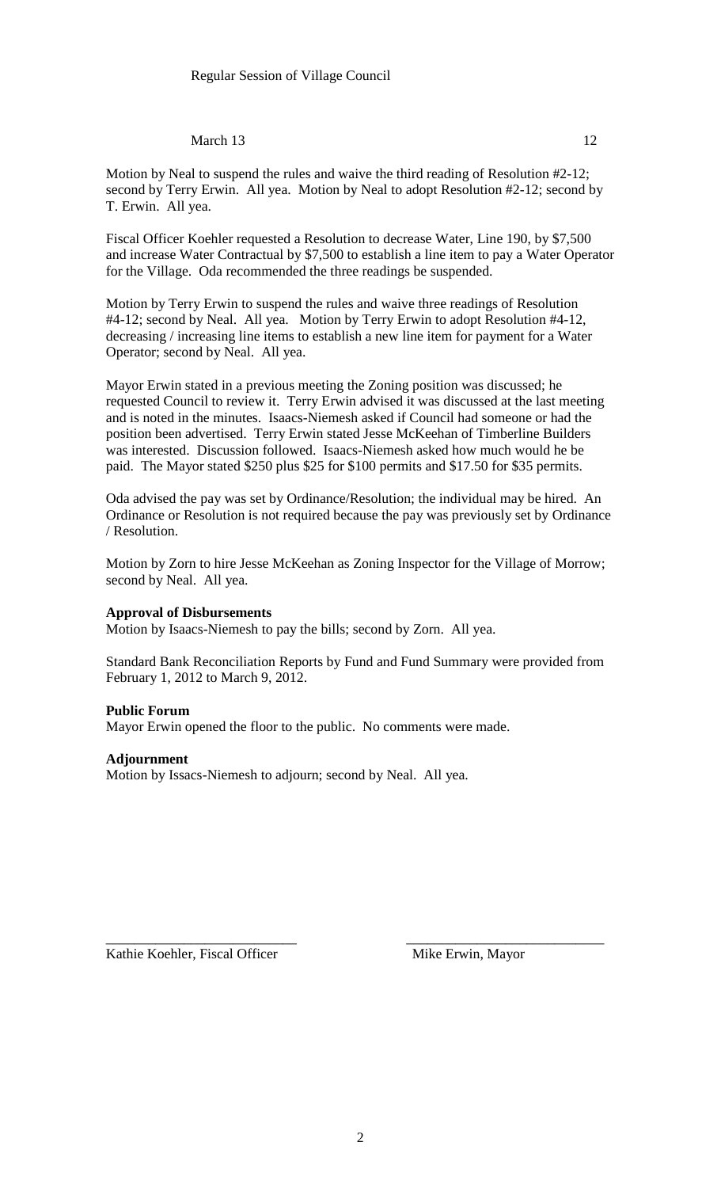Regular Session of Village Council

March 13 12

Motion by Neal to suspend the rules and waive the third reading of Resolution #2-12; second by Terry Erwin. All yea. Motion by Neal to adopt Resolution #2-12; second by T. Erwin. All yea.

Fiscal Officer Koehler requested a Resolution to decrease Water, Line 190, by $7,500 and increase Water Contractual by $7,500 to establish a line item to pay a Water Operator for the Village. Oda recommended the three readings be suspended.

Motion by Terry Erwin to suspend the rules and waive three readings of Resolution #4-12; second by Neal. All yea. Motion by Terry Erwin to adopt Resolution #4-12, decreasing / increasing line items to establish a new line item for payment for a Water Operator; second by Neal. All yea.

Mayor Erwin stated in a previous meeting the Zoning position was discussed; he requested Council to review it. Terry Erwin advised it was discussed at the last meeting and is noted in the minutes. Isaacs-Niemesh asked if Council had someone or had the position been advertised. Terry Erwin stated Jesse McKeehan of Timberline Builders was interested. Discussion followed. Isaacs-Niemesh asked how much would he be paid. The Mayor stated $250 plus $25 for $100 permits and $17.50 for $35 permits.

Oda advised the pay was set by Ordinance/Resolution; the individual may be hired. An Ordinance or Resolution is not required because the pay was previously set by Ordinance / Resolution.

Motion by Zorn to hire Jesse McKeehan as Zoning Inspector for the Village of Morrow; second by Neal. All yea.

**Approval of Disbursements**
Motion by Isaacs-Niemesh to pay the bills; second by Zorn. All yea.

Standard Bank Reconciliation Reports by Fund and Fund Summary were provided from February 1, 2012 to March 9, 2012.

**Public Forum**
Mayor Erwin opened the floor to the public. No comments were made.

**Adjournment**
Motion by Issacs-Niemesh to adjourn; second by Neal. All yea.

\_\_\_\_\_\_\_\_\_\_\_\_\_\_\_\_\_\_\_\_\_\_\_\_\_\_\_\_ \_\_\_\_\_\_\_\_\_\_\_\_\_\_\_\_\_\_\_\_\_\_\_\_\_\_\_\_

Kathie Koehler, Fiscal Officer Mike Erwin, Mayor